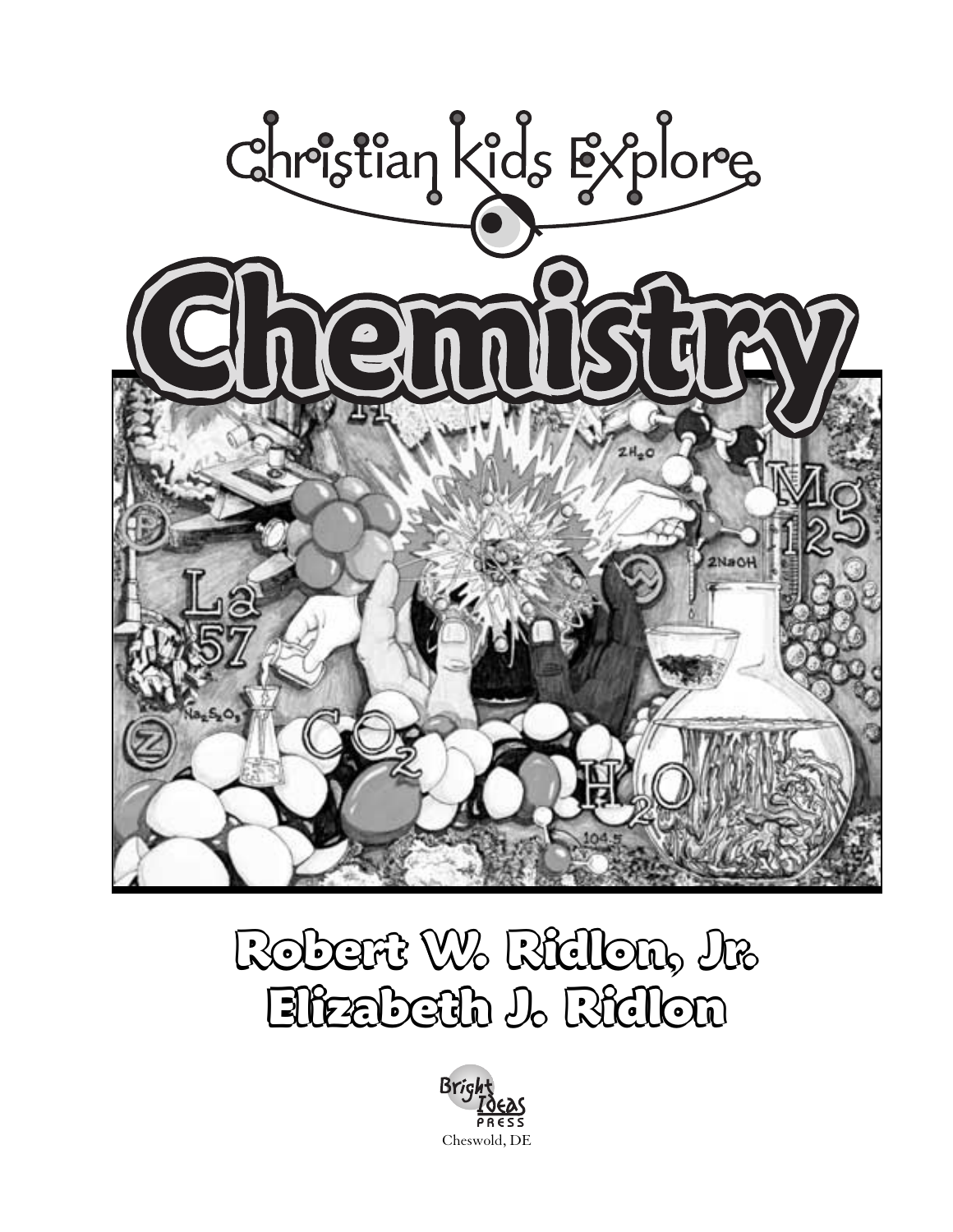# Christian Kids Explore

# Chemistry

**Robert W. Ridlon, Jr.**
**Elizabeth J. Ridlon**

Bright Ideas Press
Cheswold, DE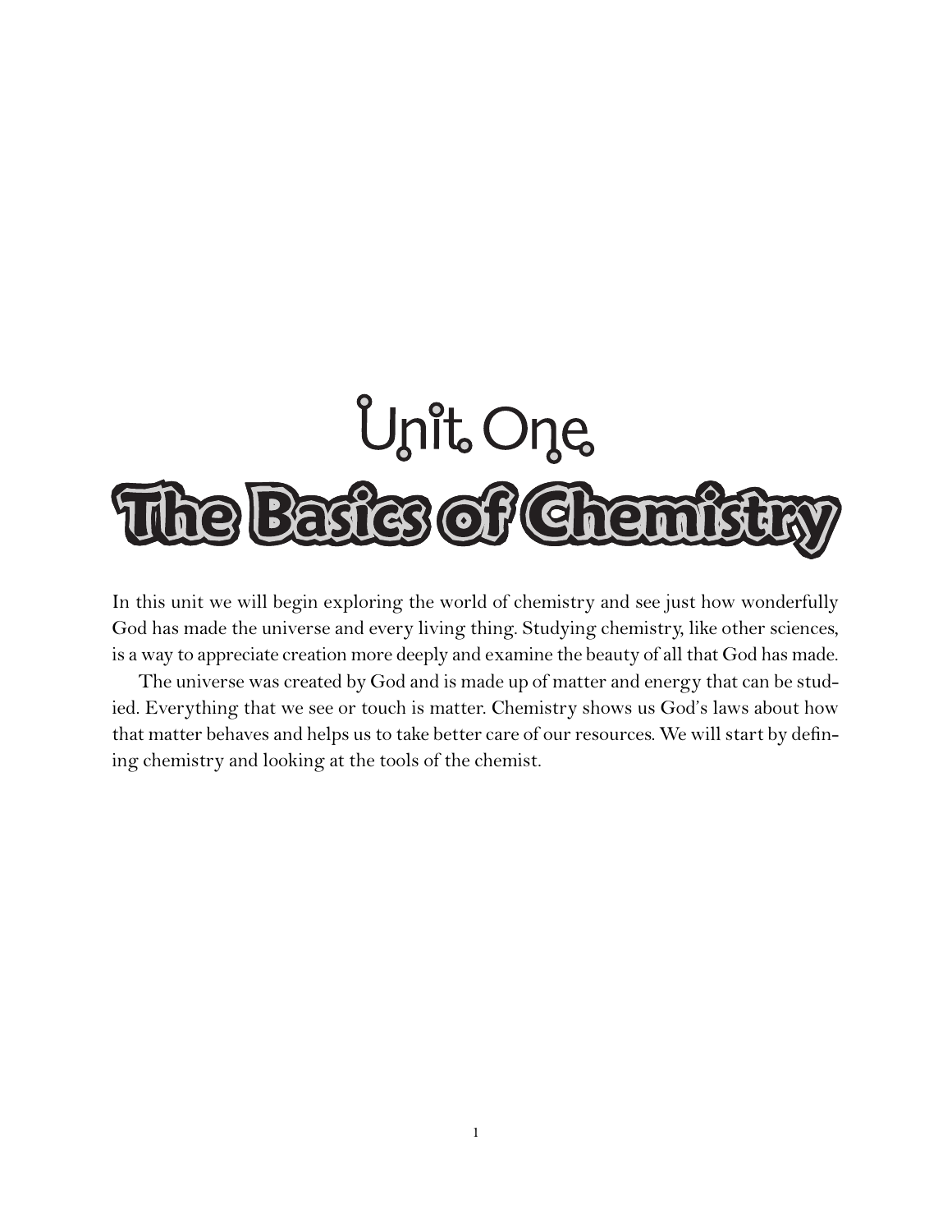# Unit One
# The Basics of Chemistry

In this unit we will begin exploring the world of chemistry and see just how wonderfully God has made the universe and every living thing. Studying chemistry, like other sciences, is a way to appreciate creation more deeply and examine the beauty of all that God has made.

The universe was created by God and is made up of matter and energy that can be studied. Everything that we see or touch is matter. Chemistry shows us God's laws about how that matter behaves and helps us to take better care of our resources. We will start by defining chemistry and looking at the tools of the chemist.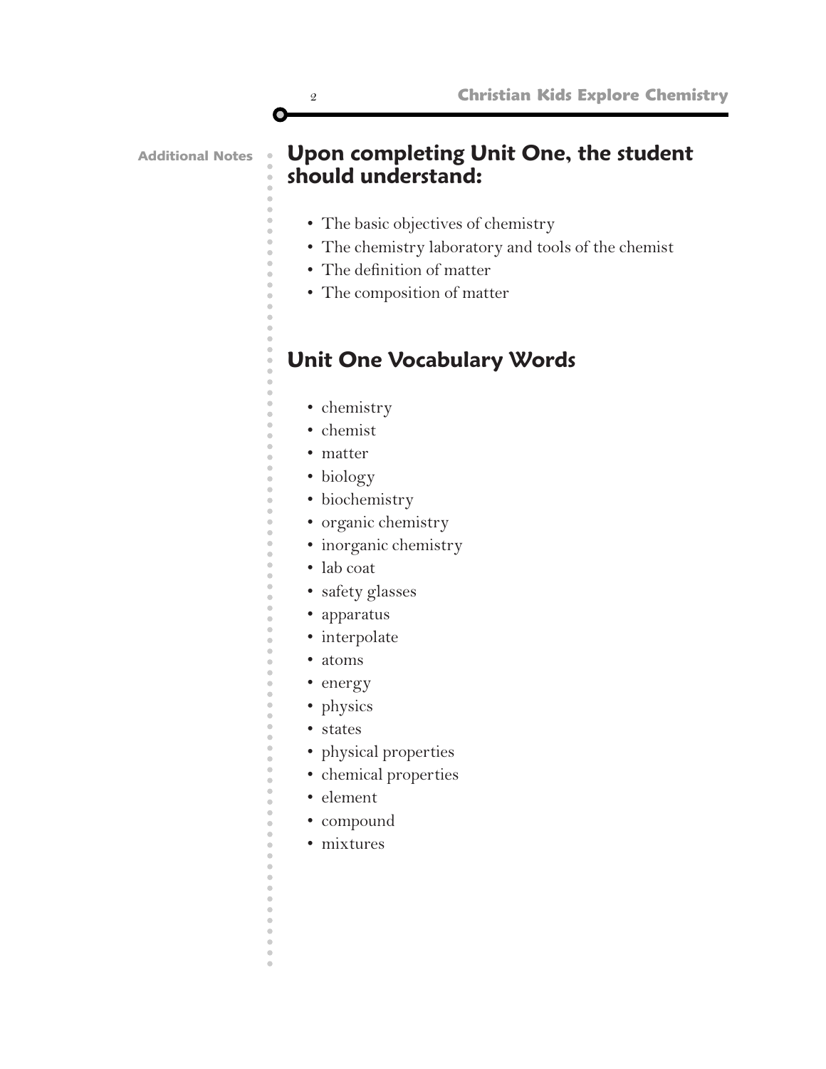Additional Notes

## Upon completing Unit One, the student should understand:

- The basic objectives of chemistry
- The chemistry laboratory and tools of the chemist
- The definition of matter
- The composition of matter

## Unit One Vocabulary Words

- chemistry
- chemist
- matter
- biology
- biochemistry
- organic chemistry
- inorganic chemistry
- lab coat
- safety glasses
- apparatus
- interpolate
- atoms
- energy
- physics
- states
- physical properties
- chemical properties
- element
- compound
- mixtures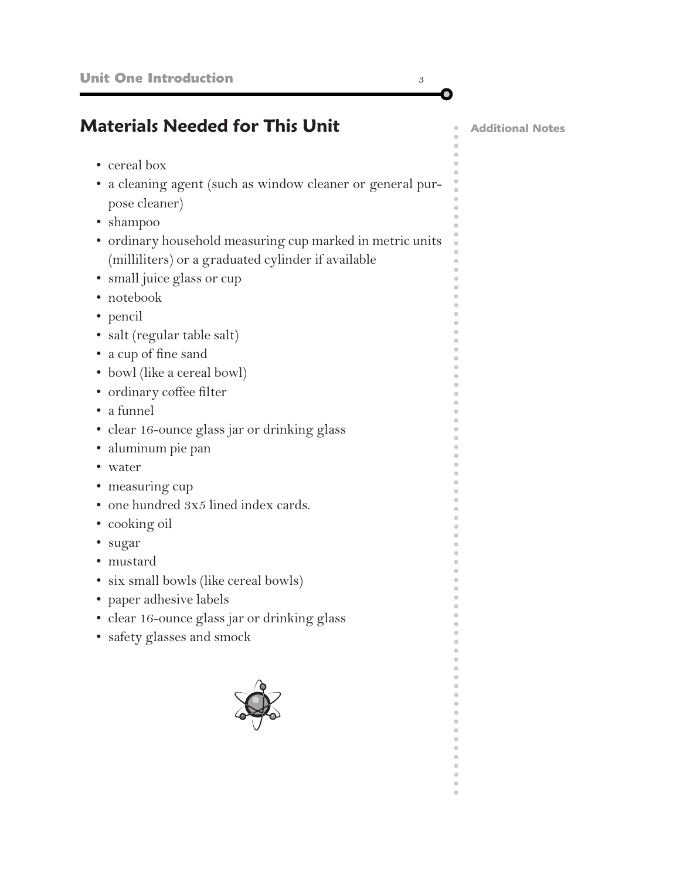## Materials Needed for This Unit

- cereal box
- a cleaning agent (such as window cleaner or general purpose cleaner)
- shampoo
- ordinary household measuring cup marked in metric units (milliliters) or a graduated cylinder if available
- small juice glass or cup
- notebook
- pencil
- salt (regular table salt)
- a cup of fine sand
- bowl (like a cereal bowl)
- ordinary coffee filter
- a funnel
- clear 16-ounce glass jar or drinking glass
- aluminum pie pan
- water
- measuring cup
- one hundred 3x5 lined index cards.
- cooking oil
- sugar
- mustard
- six small bowls (like cereal bowls)
- paper adhesive labels
- clear 16-ounce glass jar or drinking glass
- safety glasses and smock

**Additional Notes**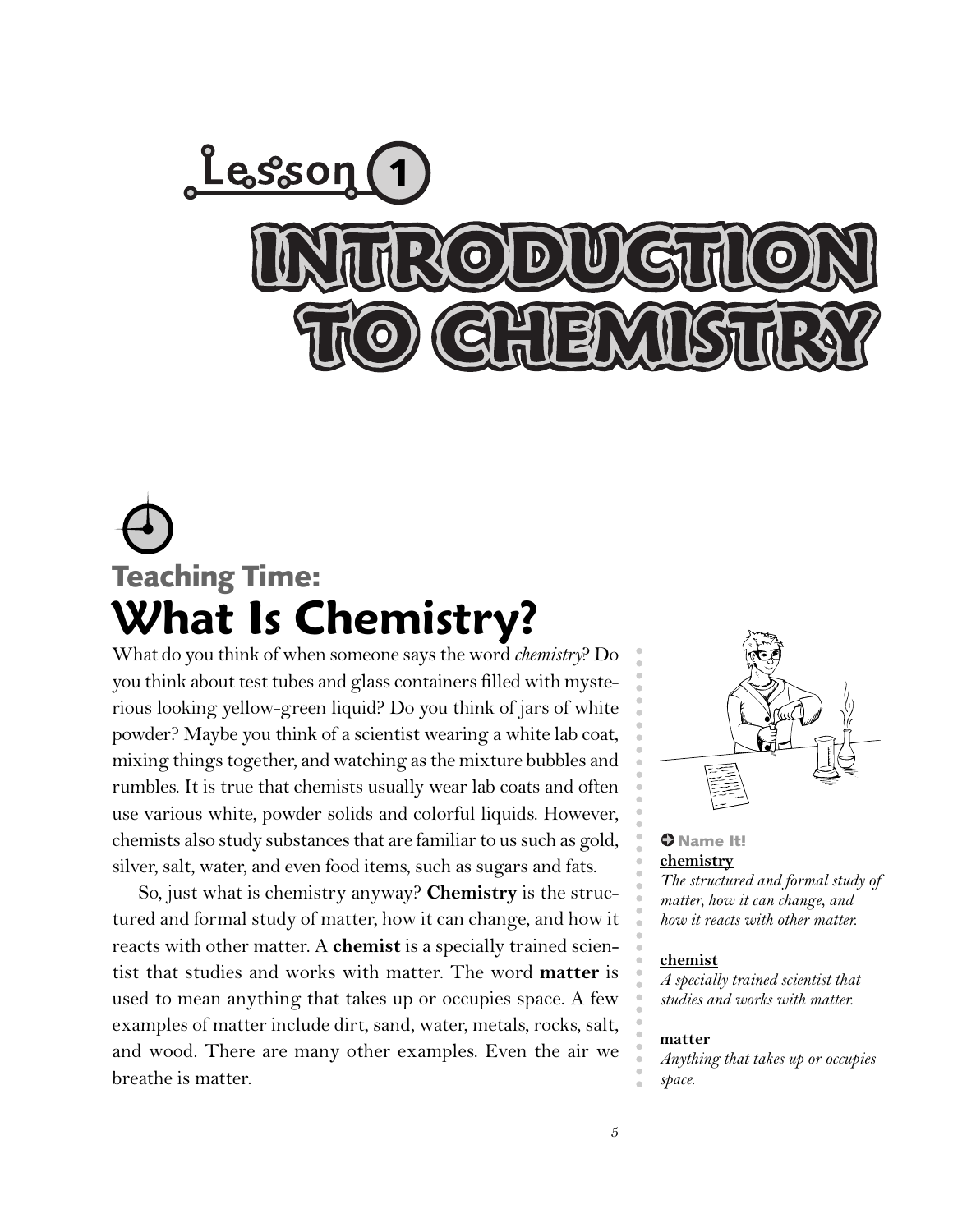# Lesson 1

# INTRODUCTION TO CHEMISTRY

## Teaching Time:

## What Is Chemistry?

What do you think of when someone says the word *chemistry*? Do you think about test tubes and glass containers filled with mysterious looking yellow-green liquid? Do you think of jars of white powder? Maybe you think of a scientist wearing a white lab coat, mixing things together, and watching as the mixture bubbles and rumbles. It is true that chemists usually wear lab coats and often use various white, powder solids and colorful liquids. However, chemists also study substances that are familiar to us such as gold, silver, salt, water, and even food items, such as sugars and fats.

So, just what is chemistry anyway? **Chemistry** is the structured and formal study of matter, how it can change, and how it reacts with other matter. A **chemist** is a specially trained scientist that studies and works with matter. The word **matter** is used to mean anything that takes up or occupies space. A few examples of matter include dirt, sand, water, metals, rocks, salt, and wood. There are many other examples. Even the air we breathe is matter.

**Name It!**

**chemistry**
*The structured and formal study of matter, how it can change, and how it reacts with other matter.*

**chemist**
*A specially trained scientist that studies and works with matter.*

**matter**
*Anything that takes up or occupies space.*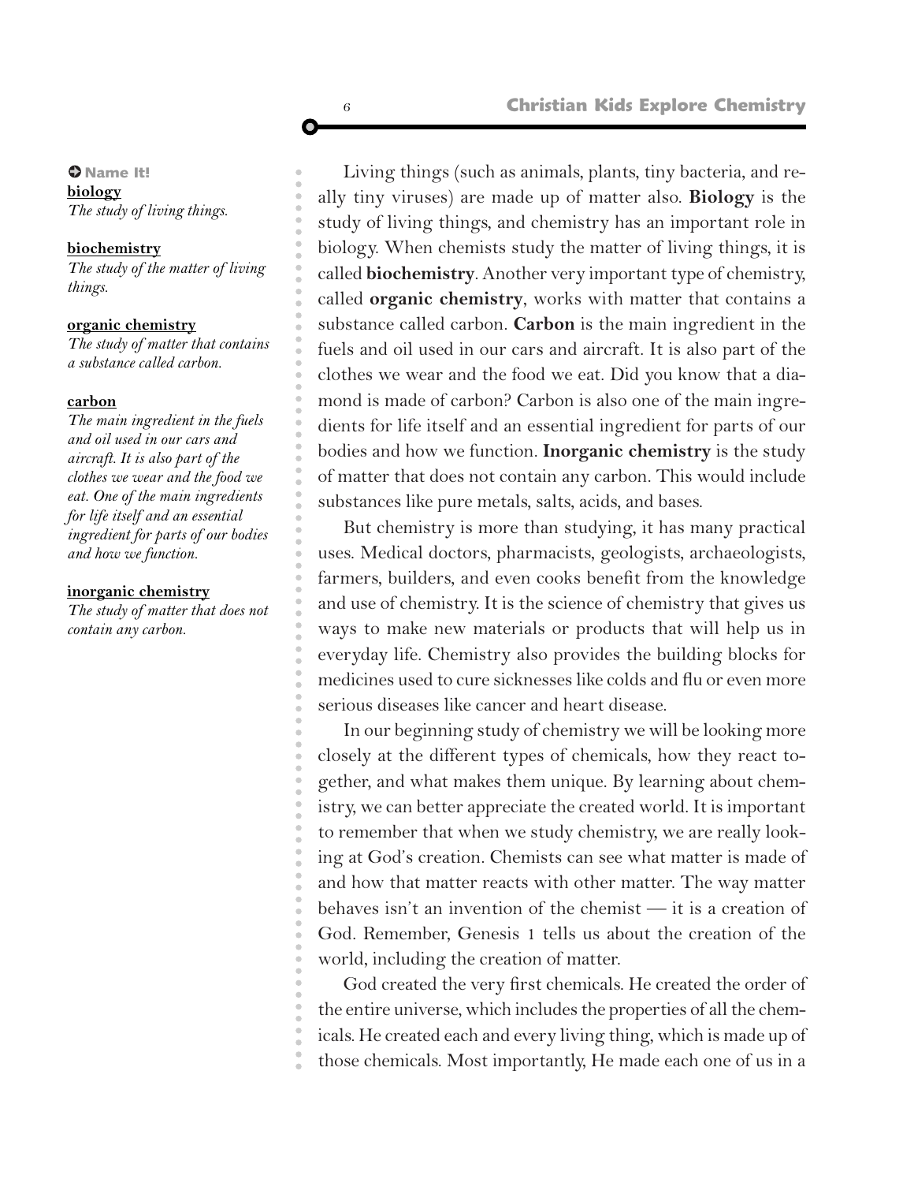**Name It!**

**biology**
*The study of living things.*

**biochemistry**
*The study of the matter of living things.*

**organic chemistry**
*The study of matter that contains a substance called carbon.*

**carbon**
*The main ingredient in the fuels and oil used in our cars and aircraft. It is also part of the clothes we wear and the food we eat. One of the main ingredients for life itself and an essential ingredient for parts of our bodies and how we function.*

**inorganic chemistry**
*The study of matter that does not contain any carbon.*

Living things (such as animals, plants, tiny bacteria, and really tiny viruses) are made up of matter also. **Biology** is the study of living things, and chemistry has an important role in biology. When chemists study the matter of living things, it is called **biochemistry**. Another very important type of chemistry, called **organic chemistry**, works with matter that contains a substance called carbon. **Carbon** is the main ingredient in the fuels and oil used in our cars and aircraft. It is also part of the clothes we wear and the food we eat. Did you know that a diamond is made of carbon? Carbon is also one of the main ingredients for life itself and an essential ingredient for parts of our bodies and how we function. **Inorganic chemistry** is the study of matter that does not contain any carbon. This would include substances like pure metals, salts, acids, and bases.

But chemistry is more than studying, it has many practical uses. Medical doctors, pharmacists, geologists, archaeologists, farmers, builders, and even cooks benefit from the knowledge and use of chemistry. It is the science of chemistry that gives us ways to make new materials or products that will help us in everyday life. Chemistry also provides the building blocks for medicines used to cure sicknesses like colds and flu or even more serious diseases like cancer and heart disease.

In our beginning study of chemistry we will be looking more closely at the different types of chemicals, how they react together, and what makes them unique. By learning about chemistry, we can better appreciate the created world. It is important to remember that when we study chemistry, we are really looking at God's creation. Chemists can see what matter is made of and how that matter reacts with other matter. The way matter behaves isn't an invention of the chemist — it is a creation of God. Remember, Genesis 1 tells us about the creation of the world, including the creation of matter.

God created the very first chemicals. He created the order of the entire universe, which includes the properties of all the chemicals. He created each and every living thing, which is made up of those chemicals. Most importantly, He made each one of us in a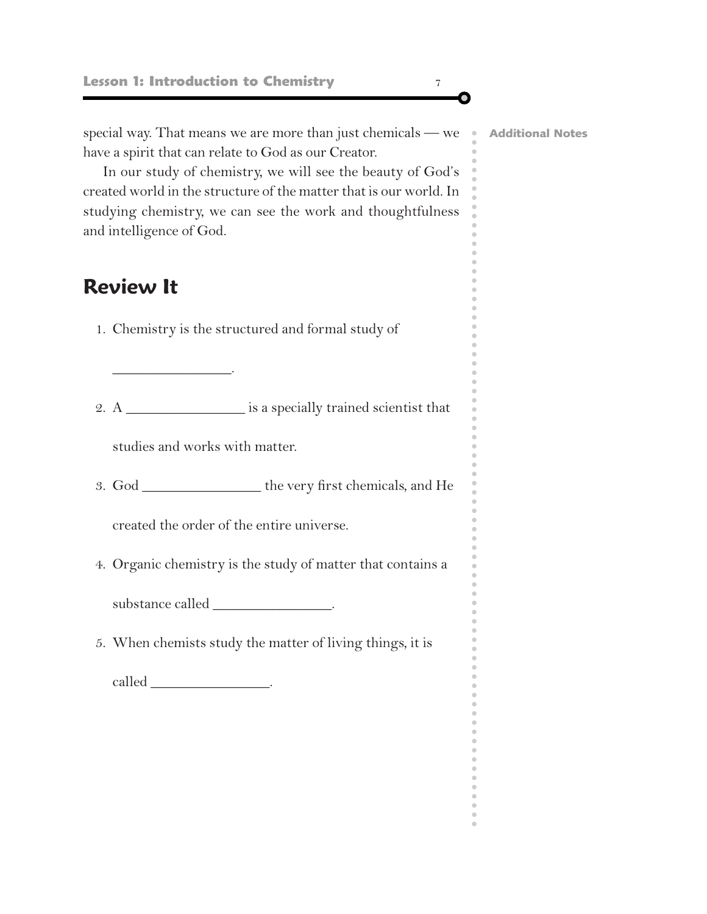special way. That means we are more than just chemicals — we have a spirit that can relate to God as our Creator.

In our study of chemistry, we will see the beauty of God's created world in the structure of the matter that is our world. In studying chemistry, we can see the work and thoughtfulness and intelligence of God.

## Review It

1. Chemistry is the structured and formal study of ________________.
2. A ________________ is a specially trained scientist that studies and works with matter.
3. God ________________ the very first chemicals, and He created the order of the entire universe.
4. Organic chemistry is the study of matter that contains a substance called ________________.
5. When chemists study the matter of living things, it is called ________________.

**Additional Notes**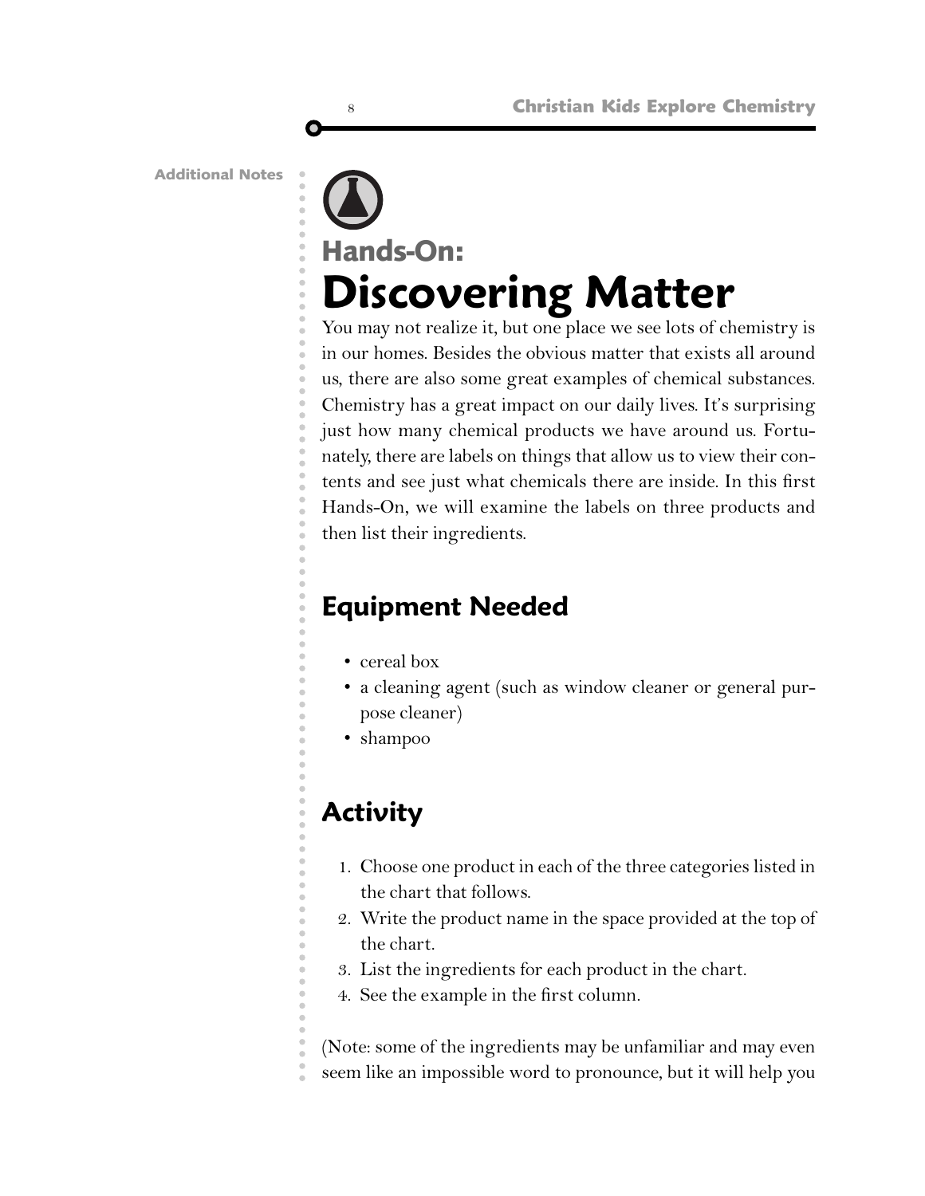Additional Notes

## Hands-On:
# Discovering Matter

You may not realize it, but one place we see lots of chemistry is in our homes. Besides the obvious matter that exists all around us, there are also some great examples of chemical substances. Chemistry has a great impact on our daily lives. It's surprising just how many chemical products we have around us. Fortunately, there are labels on things that allow us to view their contents and see just what chemicals there are inside. In this first Hands-On, we will examine the labels on three products and then list their ingredients.

## Equipment Needed

- cereal box
- a cleaning agent (such as window cleaner or general purpose cleaner)
- shampoo

## Activity

1. Choose one product in each of the three categories listed in the chart that follows.
2. Write the product name in the space provided at the top of the chart.
3. List the ingredients for each product in the chart.
4. See the example in the first column.

(Note: some of the ingredients may be unfamiliar and may even seem like an impossible word to pronounce, but it will help you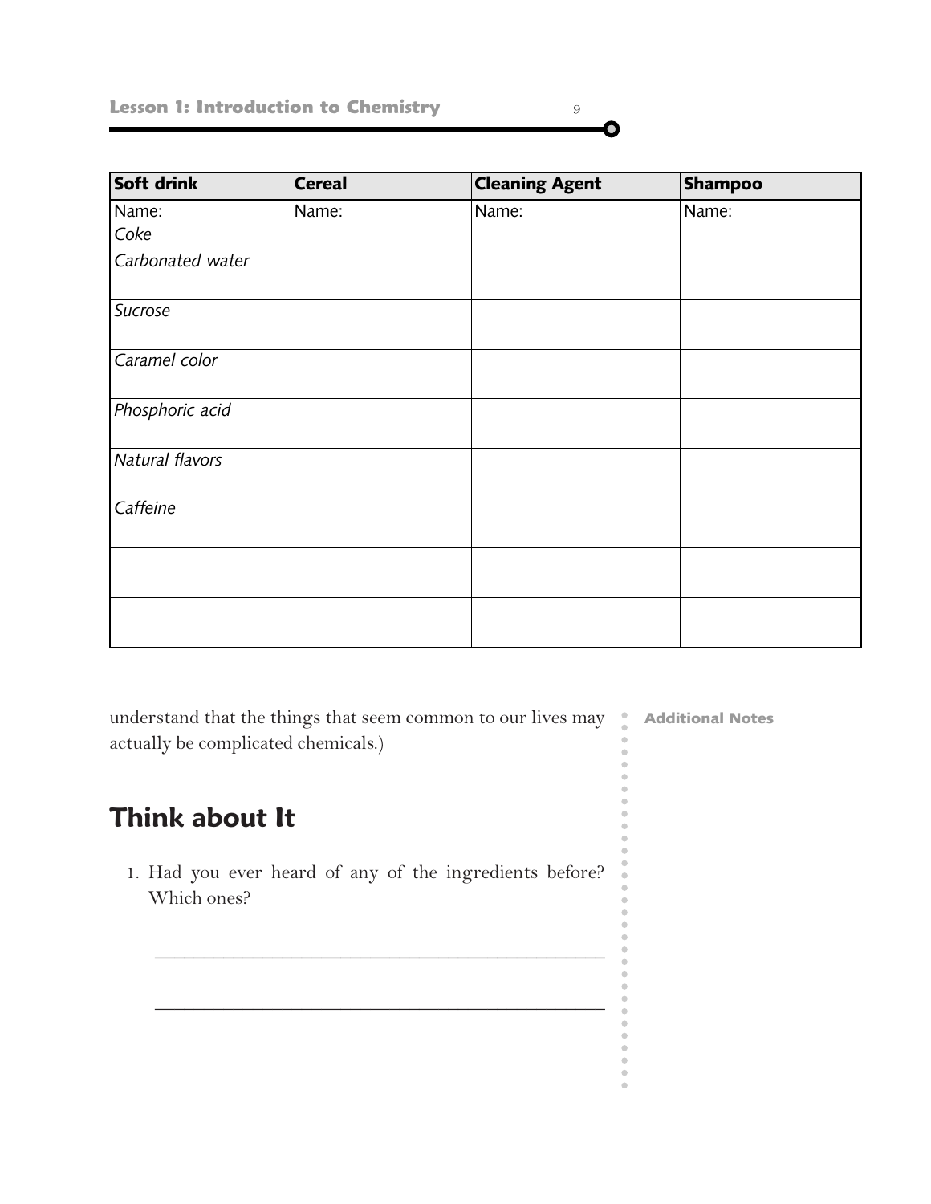| **Soft drink** | **Cereal** | **Cleaning Agent** | **Shampoo** |
|---|---|---|---|
| Name: *Coke* | Name: | Name: | Name: |
| *Carbonated water* | | | |
| *Sucrose* | | | |
| *Caramel color* | | | |
| *Phosphoric acid* | | | |
| *Natural flavors* | | | |
| *Caffeine* | | | |
| | | | |
| | | | |

understand that the things that seem common to our lives may actually be complicated chemicals.)

**Additional Notes**

## Think about It

1. Had you ever heard of any of the ingredients before? Which ones?

_______________________________________________

_______________________________________________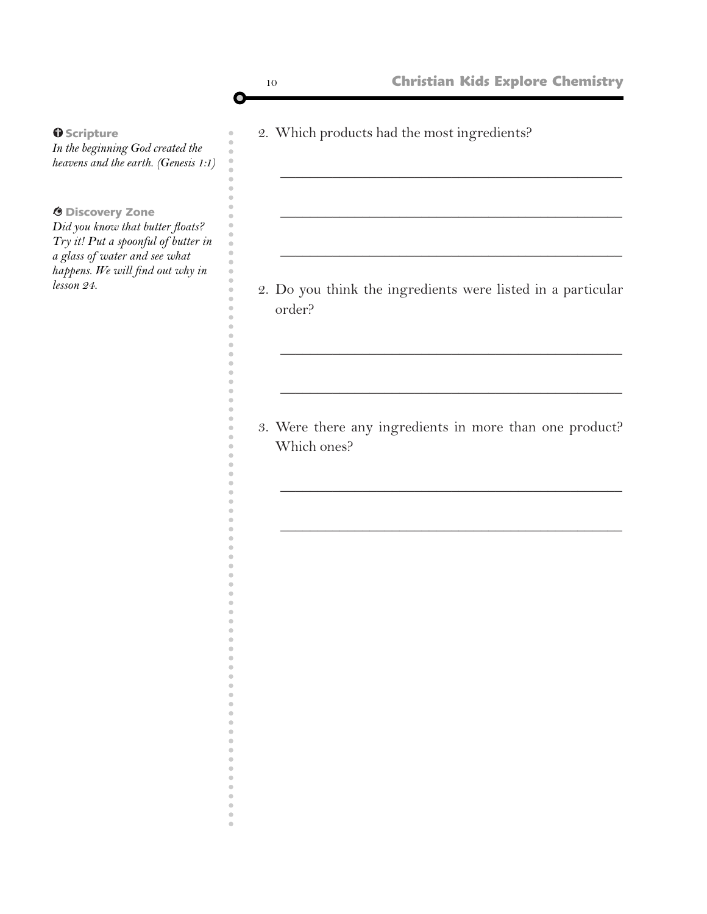**Scripture**
*In the beginning God created the heavens and the earth. (Genesis 1:1)*

**Discovery Zone**
*Did you know that butter floats? Try it! Put a spoonful of butter in a glass of water and see what happens. We will find out why in lesson 24.*

2. Which products had the most ingredients?

______________________________________________

______________________________________________

______________________________________________

2. Do you think the ingredients were listed in a particular order?

______________________________________________

______________________________________________

3. Were there any ingredients in more than one product? Which ones?

______________________________________________

______________________________________________